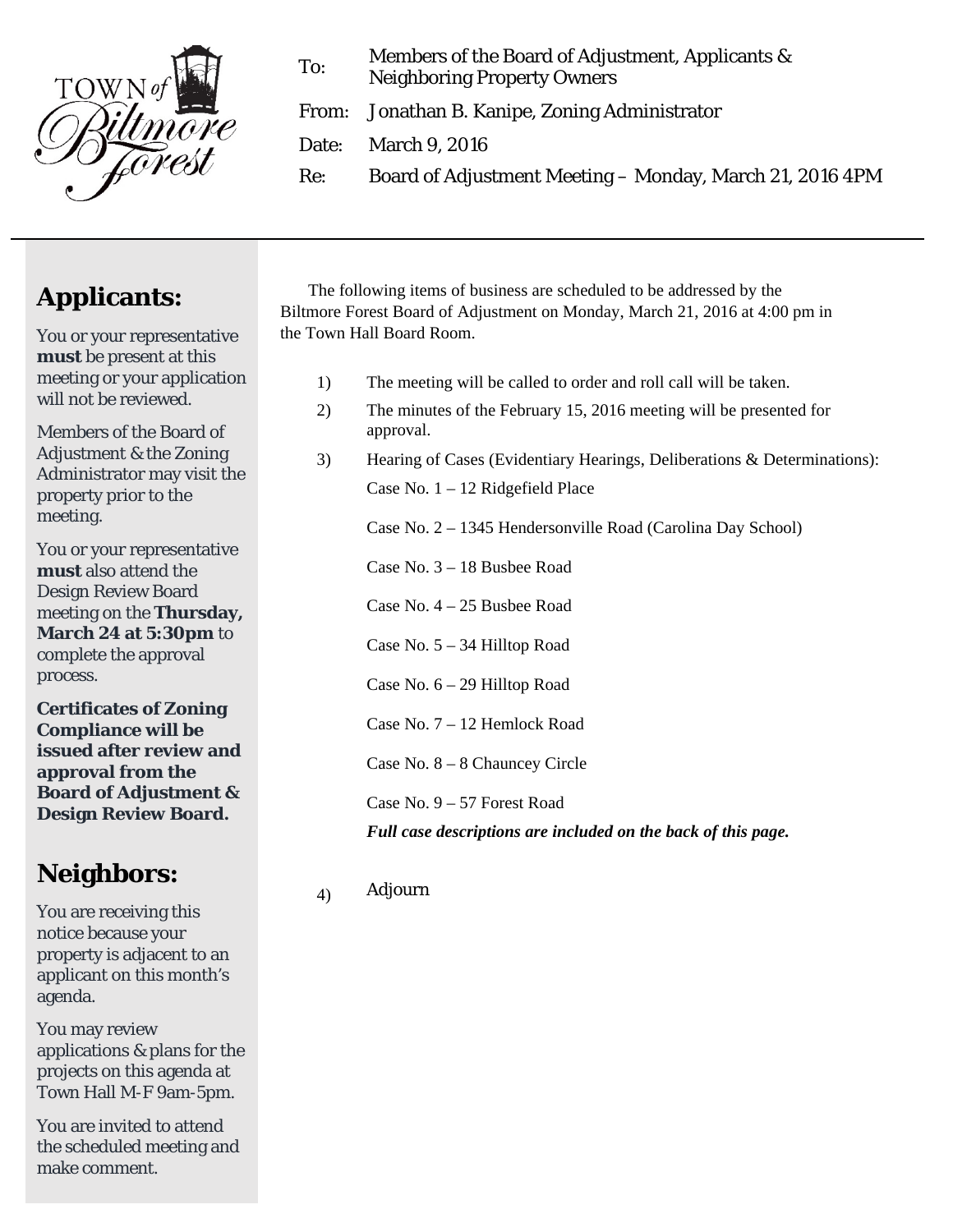TOWN of Biltmore Forest

To: Members of the Board of Adjustment, Applicants & Neighboring Property Owners

From: Jonathan B. Kanipe, Zoning Administrator

Date: March 9, 2016

Re: Board of Adjustment Meeting – Monday, March 21, 2016 4PM

---

The following items of business are scheduled to be addressed by the Biltmore Forest Board of Adjustment on Monday, March 21, 2016 at 4:00 pm in the Town Hall Board Room.

1) The meeting will be called to order and roll call will be taken.
2) The minutes of the February 15, 2016 meeting will be presented for approval.
3) Hearing of Cases (Evidentiary Hearings, Deliberations & Determinations):

   Case No. 1 – 12 Ridgefield Place

   Case No. 2 – 1345 Hendersonville Road (Carolina Day School)

   Case No. 3 – 18 Busbee Road

   Case No. 4 – 25 Busbee Road

   Case No. 5 – 34 Hilltop Road

   Case No. 6 – 29 Hilltop Road

   Case No. 7 – 12 Hemlock Road

   Case No. 8 – 8 Chauncey Circle

   Case No. 9 – 57 Forest Road

   ***Full case descriptions are included on the back of this page.***

4) Adjourn

## Applicants:

You or your representative **must** be present at this meeting or your application will not be reviewed.

Members of the Board of Adjustment & the Zoning Administrator may visit the property prior to the meeting.

You or your representative **must** also attend the Design Review Board meeting on the **Thursday, March 24 at 5:30pm** to complete the approval process.

**Certificates of Zoning Compliance will be issued after review and approval from the Board of Adjustment & Design Review Board.**

## Neighbors:

You are receiving this notice because your property is adjacent to an applicant on this month's agenda.

You may review applications & plans for the projects on this agenda at Town Hall M-F 9am-5pm.

You are invited to attend the scheduled meeting and make comment.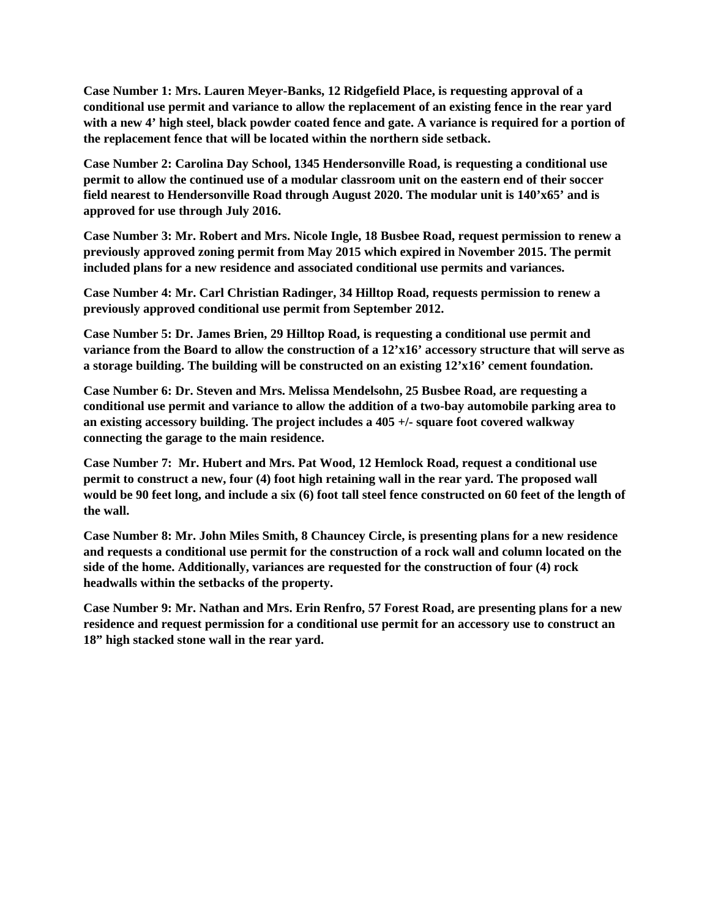**Case Number 1: Mrs. Lauren Meyer-Banks, 12 Ridgefield Place, is requesting approval of a conditional use permit and variance to allow the replacement of an existing fence in the rear yard with a new 4' high steel, black powder coated fence and gate. A variance is required for a portion of the replacement fence that will be located within the northern side setback.**

**Case Number 2: Carolina Day School, 1345 Hendersonville Road, is requesting a conditional use permit to allow the continued use of a modular classroom unit on the eastern end of their soccer field nearest to Hendersonville Road through August 2020. The modular unit is 140'x65' and is approved for use through July 2016.**

**Case Number 3: Mr. Robert and Mrs. Nicole Ingle, 18 Busbee Road, request permission to renew a previously approved zoning permit from May 2015 which expired in November 2015. The permit included plans for a new residence and associated conditional use permits and variances.**

**Case Number 4: Mr. Carl Christian Radinger, 34 Hilltop Road, requests permission to renew a previously approved conditional use permit from September 2012.**

**Case Number 5: Dr. James Brien, 29 Hilltop Road, is requesting a conditional use permit and variance from the Board to allow the construction of a 12'x16' accessory structure that will serve as a storage building. The building will be constructed on an existing 12'x16' cement foundation.**

**Case Number 6: Dr. Steven and Mrs. Melissa Mendelsohn, 25 Busbee Road, are requesting a conditional use permit and variance to allow the addition of a two-bay automobile parking area to an existing accessory building. The project includes a 405 +/- square foot covered walkway connecting the garage to the main residence.**

**Case Number 7: Mr. Hubert and Mrs. Pat Wood, 12 Hemlock Road, request a conditional use permit to construct a new, four (4) foot high retaining wall in the rear yard. The proposed wall would be 90 feet long, and include a six (6) foot tall steel fence constructed on 60 feet of the length of the wall.**

**Case Number 8: Mr. John Miles Smith, 8 Chauncey Circle, is presenting plans for a new residence and requests a conditional use permit for the construction of a rock wall and column located on the side of the home. Additionally, variances are requested for the construction of four (4) rock headwalls within the setbacks of the property.**

**Case Number 9: Mr. Nathan and Mrs. Erin Renfro, 57 Forest Road, are presenting plans for a new residence and request permission for a conditional use permit for an accessory use to construct an 18" high stacked stone wall in the rear yard.**